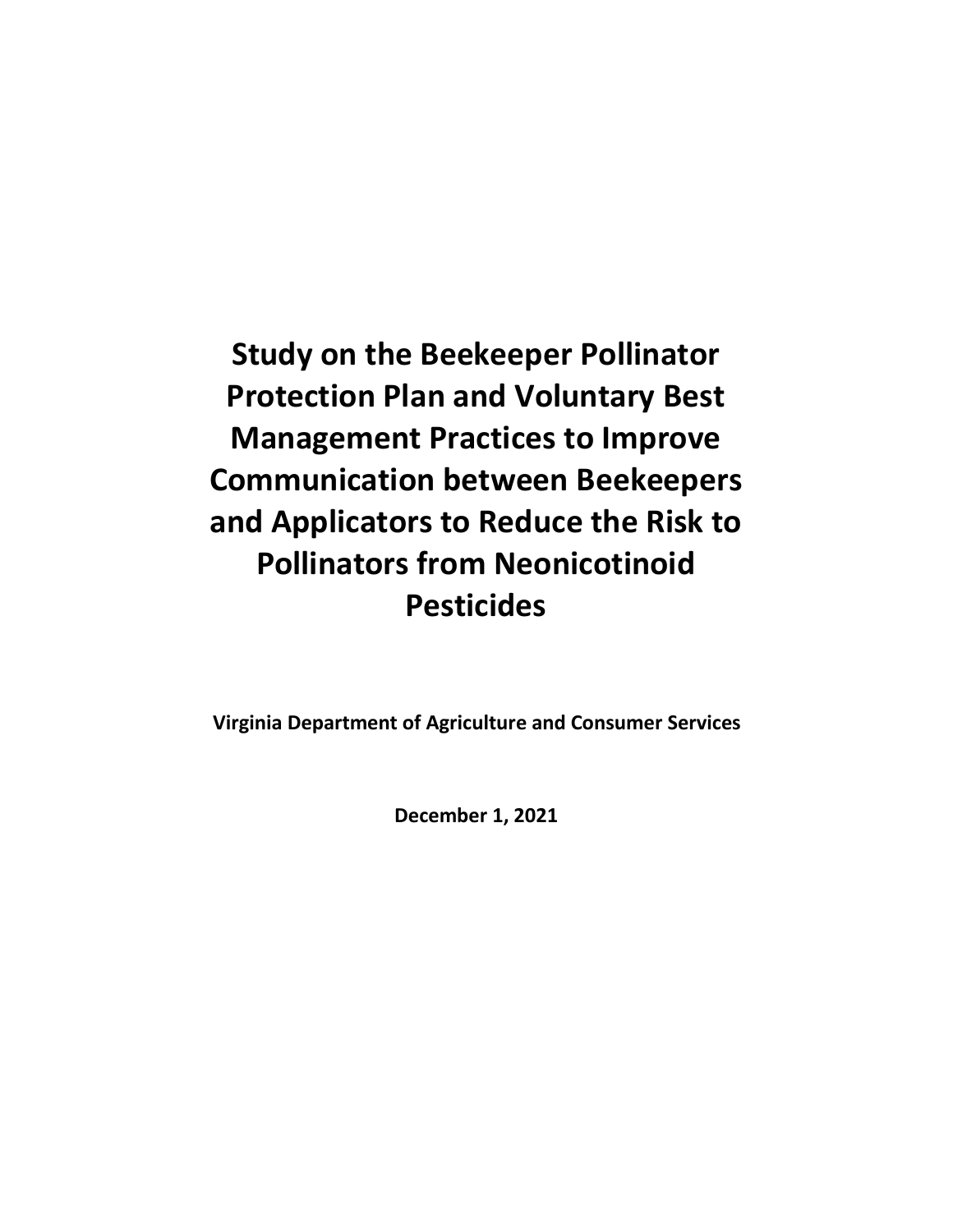# Study on the Beekeeper Pollinator Protection Plan and Voluntary Best Management Practices to Improve Communication between Beekeepers and Applicators to Reduce the Risk to Pollinators from Neonicotinoid Pesticides

**Virginia Department of Agriculture and Consumer Services**

**December 1, 2021**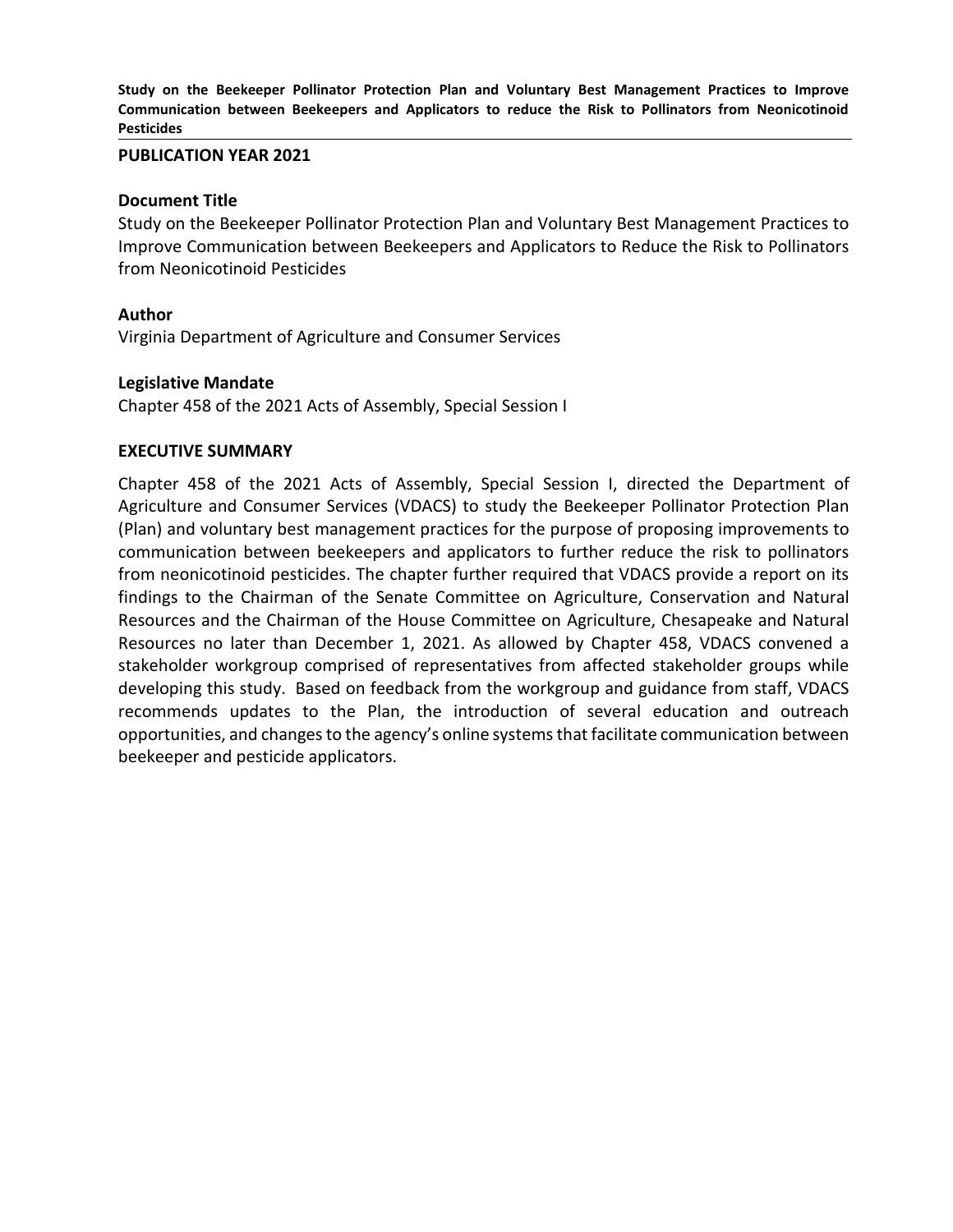**Study on the Beekeeper Pollinator Protection Plan and Voluntary Best Management Practices to Improve Communication between Beekeepers and Applicators to reduce the Risk to Pollinators from Neonicotinoid Pesticides**

**PUBLICATION YEAR 2021**

**Document Title**

Study on the Beekeeper Pollinator Protection Plan and Voluntary Best Management Practices to Improve Communication between Beekeepers and Applicators to Reduce the Risk to Pollinators from Neonicotinoid Pesticides

**Author**

Virginia Department of Agriculture and Consumer Services

**Legislative Mandate**

Chapter 458 of the 2021 Acts of Assembly, Special Session I

**EXECUTIVE SUMMARY**

Chapter 458 of the 2021 Acts of Assembly, Special Session I, directed the Department of Agriculture and Consumer Services (VDACS) to study the Beekeeper Pollinator Protection Plan (Plan) and voluntary best management practices for the purpose of proposing improvements to communication between beekeepers and applicators to further reduce the risk to pollinators from neonicotinoid pesticides. The chapter further required that VDACS provide a report on its findings to the Chairman of the Senate Committee on Agriculture, Conservation and Natural Resources and the Chairman of the House Committee on Agriculture, Chesapeake and Natural Resources no later than December 1, 2021. As allowed by Chapter 458, VDACS convened a stakeholder workgroup comprised of representatives from affected stakeholder groups while developing this study. Based on feedback from the workgroup and guidance from staff, VDACS recommends updates to the Plan, the introduction of several education and outreach opportunities, and changes to the agency's online systems that facilitate communication between beekeeper and pesticide applicators.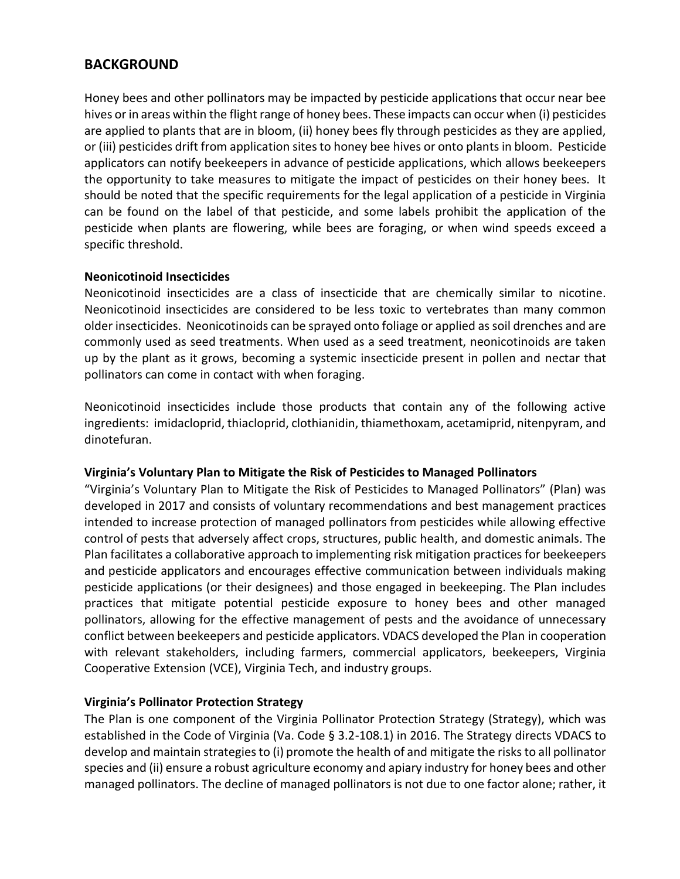## BACKGROUND

Honey bees and other pollinators may be impacted by pesticide applications that occur near bee hives or in areas within the flight range of honey bees. These impacts can occur when (i) pesticides are applied to plants that are in bloom, (ii) honey bees fly through pesticides as they are applied, or (iii) pesticides drift from application sites to honey bee hives or onto plants in bloom. Pesticide applicators can notify beekeepers in advance of pesticide applications, which allows beekeepers the opportunity to take measures to mitigate the impact of pesticides on their honey bees. It should be noted that the specific requirements for the legal application of a pesticide in Virginia can be found on the label of that pesticide, and some labels prohibit the application of the pesticide when plants are flowering, while bees are foraging, or when wind speeds exceed a specific threshold.

**Neonicotinoid Insecticides**

Neonicotinoid insecticides are a class of insecticide that are chemically similar to nicotine. Neonicotinoid insecticides are considered to be less toxic to vertebrates than many common older insecticides. Neonicotinoids can be sprayed onto foliage or applied as soil drenches and are commonly used as seed treatments. When used as a seed treatment, neonicotinoids are taken up by the plant as it grows, becoming a systemic insecticide present in pollen and nectar that pollinators can come in contact with when foraging.

Neonicotinoid insecticides include those products that contain any of the following active ingredients: imidacloprid, thiacloprid, clothianidin, thiamethoxam, acetamiprid, nitenpyram, and dinotefuran.

**Virginia's Voluntary Plan to Mitigate the Risk of Pesticides to Managed Pollinators**

"Virginia's Voluntary Plan to Mitigate the Risk of Pesticides to Managed Pollinators" (Plan) was developed in 2017 and consists of voluntary recommendations and best management practices intended to increase protection of managed pollinators from pesticides while allowing effective control of pests that adversely affect crops, structures, public health, and domestic animals. The Plan facilitates a collaborative approach to implementing risk mitigation practices for beekeepers and pesticide applicators and encourages effective communication between individuals making pesticide applications (or their designees) and those engaged in beekeeping. The Plan includes practices that mitigate potential pesticide exposure to honey bees and other managed pollinators, allowing for the effective management of pests and the avoidance of unnecessary conflict between beekeepers and pesticide applicators. VDACS developed the Plan in cooperation with relevant stakeholders, including farmers, commercial applicators, beekeepers, Virginia Cooperative Extension (VCE), Virginia Tech, and industry groups.

**Virginia's Pollinator Protection Strategy**

The Plan is one component of the Virginia Pollinator Protection Strategy (Strategy), which was established in the Code of Virginia (Va. Code § 3.2-108.1) in 2016. The Strategy directs VDACS to develop and maintain strategies to (i) promote the health of and mitigate the risks to all pollinator species and (ii) ensure a robust agriculture economy and apiary industry for honey bees and other managed pollinators. The decline of managed pollinators is not due to one factor alone; rather, it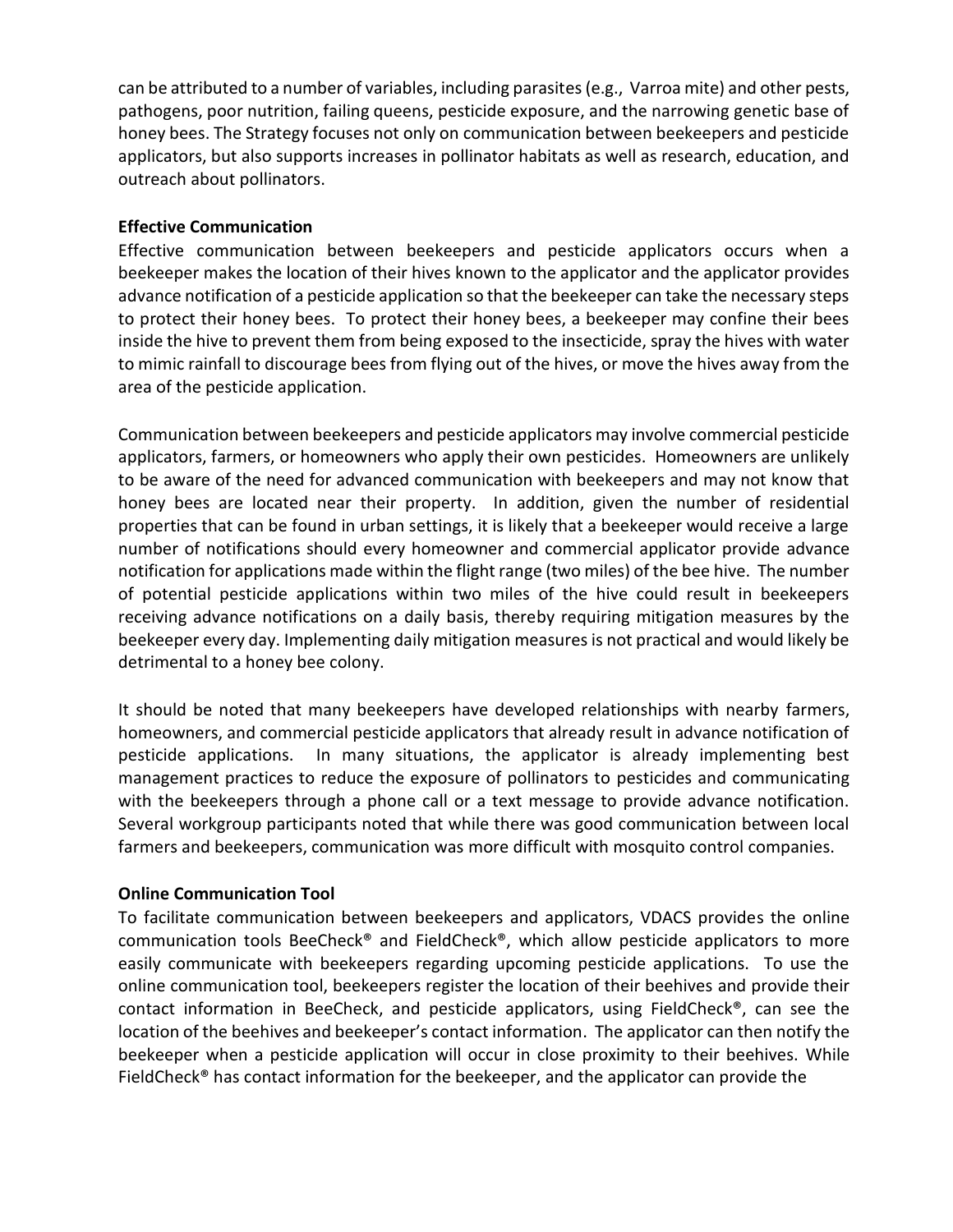can be attributed to a number of variables, including parasites (e.g., Varroa mite) and other pests, pathogens, poor nutrition, failing queens, pesticide exposure, and the narrowing genetic base of honey bees. The Strategy focuses not only on communication between beekeepers and pesticide applicators, but also supports increases in pollinator habitats as well as research, education, and outreach about pollinators.

**Effective Communication**

Effective communication between beekeepers and pesticide applicators occurs when a beekeeper makes the location of their hives known to the applicator and the applicator provides advance notification of a pesticide application so that the beekeeper can take the necessary steps to protect their honey bees. To protect their honey bees, a beekeeper may confine their bees inside the hive to prevent them from being exposed to the insecticide, spray the hives with water to mimic rainfall to discourage bees from flying out of the hives, or move the hives away from the area of the pesticide application.

Communication between beekeepers and pesticide applicators may involve commercial pesticide applicators, farmers, or homeowners who apply their own pesticides. Homeowners are unlikely to be aware of the need for advanced communication with beekeepers and may not know that honey bees are located near their property. In addition, given the number of residential properties that can be found in urban settings, it is likely that a beekeeper would receive a large number of notifications should every homeowner and commercial applicator provide advance notification for applications made within the flight range (two miles) of the bee hive. The number of potential pesticide applications within two miles of the hive could result in beekeepers receiving advance notifications on a daily basis, thereby requiring mitigation measures by the beekeeper every day. Implementing daily mitigation measures is not practical and would likely be detrimental to a honey bee colony.

It should be noted that many beekeepers have developed relationships with nearby farmers, homeowners, and commercial pesticide applicators that already result in advance notification of pesticide applications. In many situations, the applicator is already implementing best management practices to reduce the exposure of pollinators to pesticides and communicating with the beekeepers through a phone call or a text message to provide advance notification. Several workgroup participants noted that while there was good communication between local farmers and beekeepers, communication was more difficult with mosquito control companies.

**Online Communication Tool**

To facilitate communication between beekeepers and applicators, VDACS provides the online communication tools BeeCheck® and FieldCheck®, which allow pesticide applicators to more easily communicate with beekeepers regarding upcoming pesticide applications. To use the online communication tool, beekeepers register the location of their beehives and provide their contact information in BeeCheck, and pesticide applicators, using FieldCheck®, can see the location of the beehives and beekeeper's contact information. The applicator can then notify the beekeeper when a pesticide application will occur in close proximity to their beehives. While FieldCheck® has contact information for the beekeeper, and the applicator can provide the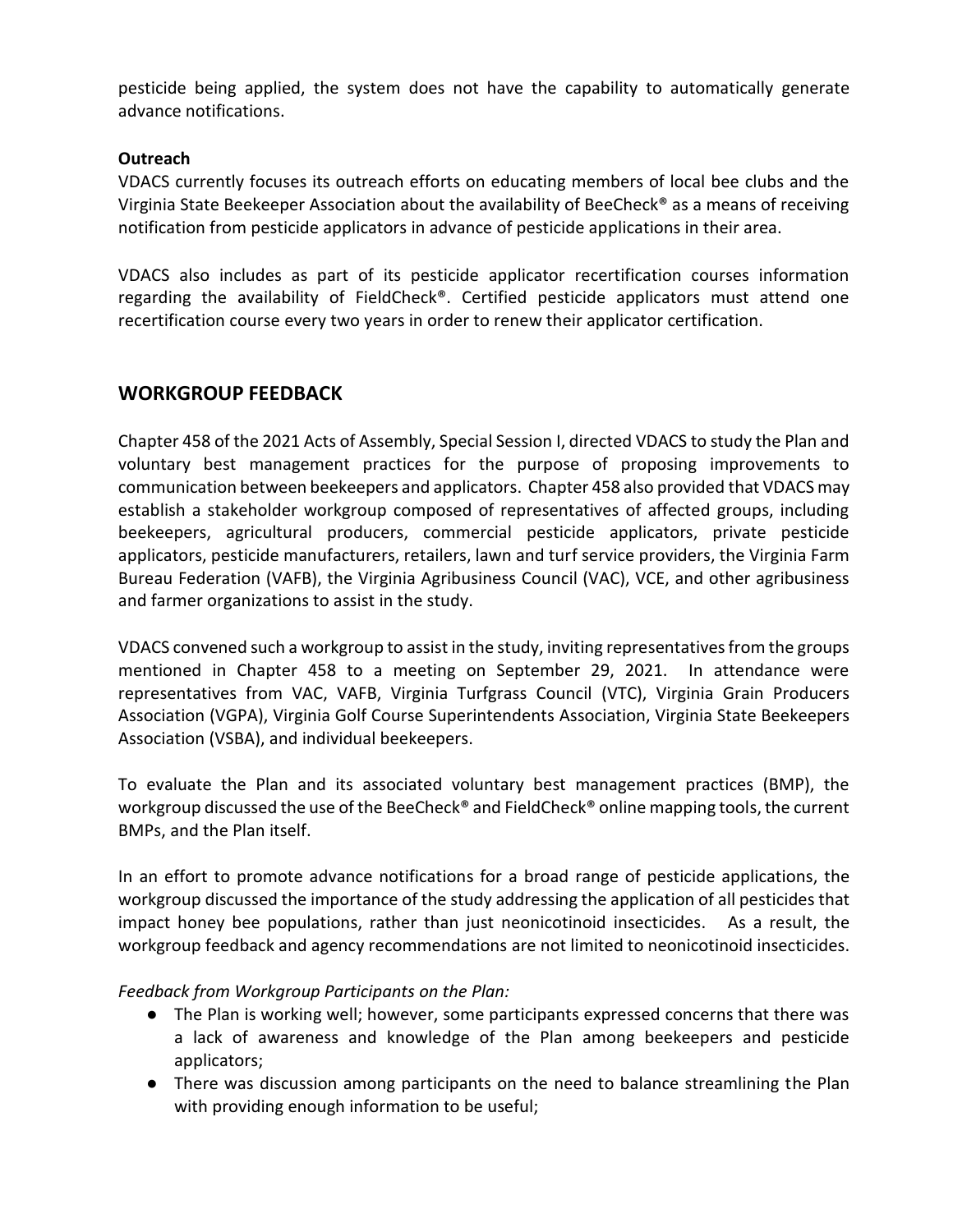pesticide being applied, the system does not have the capability to automatically generate advance notifications.

**Outreach**

VDACS currently focuses its outreach efforts on educating members of local bee clubs and the Virginia State Beekeeper Association about the availability of BeeCheck® as a means of receiving notification from pesticide applicators in advance of pesticide applications in their area.

VDACS also includes as part of its pesticide applicator recertification courses information regarding the availability of FieldCheck®. Certified pesticide applicators must attend one recertification course every two years in order to renew their applicator certification.

## WORKGROUP FEEDBACK

Chapter 458 of the 2021 Acts of Assembly, Special Session I, directed VDACS to study the Plan and voluntary best management practices for the purpose of proposing improvements to communication between beekeepers and applicators. Chapter 458 also provided that VDACS may establish a stakeholder workgroup composed of representatives of affected groups, including beekeepers, agricultural producers, commercial pesticide applicators, private pesticide applicators, pesticide manufacturers, retailers, lawn and turf service providers, the Virginia Farm Bureau Federation (VAFB), the Virginia Agribusiness Council (VAC), VCE, and other agribusiness and farmer organizations to assist in the study.

VDACS convened such a workgroup to assist in the study, inviting representatives from the groups mentioned in Chapter 458 to a meeting on September 29, 2021. In attendance were representatives from VAC, VAFB, Virginia Turfgrass Council (VTC), Virginia Grain Producers Association (VGPA), Virginia Golf Course Superintendents Association, Virginia State Beekeepers Association (VSBA), and individual beekeepers.

To evaluate the Plan and its associated voluntary best management practices (BMP), the workgroup discussed the use of the BeeCheck® and FieldCheck® online mapping tools, the current BMPs, and the Plan itself.

In an effort to promote advance notifications for a broad range of pesticide applications, the workgroup discussed the importance of the study addressing the application of all pesticides that impact honey bee populations, rather than just neonicotinoid insecticides. As a result, the workgroup feedback and agency recommendations are not limited to neonicotinoid insecticides.

*Feedback from Workgroup Participants on the Plan:*

- The Plan is working well; however, some participants expressed concerns that there was a lack of awareness and knowledge of the Plan among beekeepers and pesticide applicators;
- There was discussion among participants on the need to balance streamlining the Plan with providing enough information to be useful;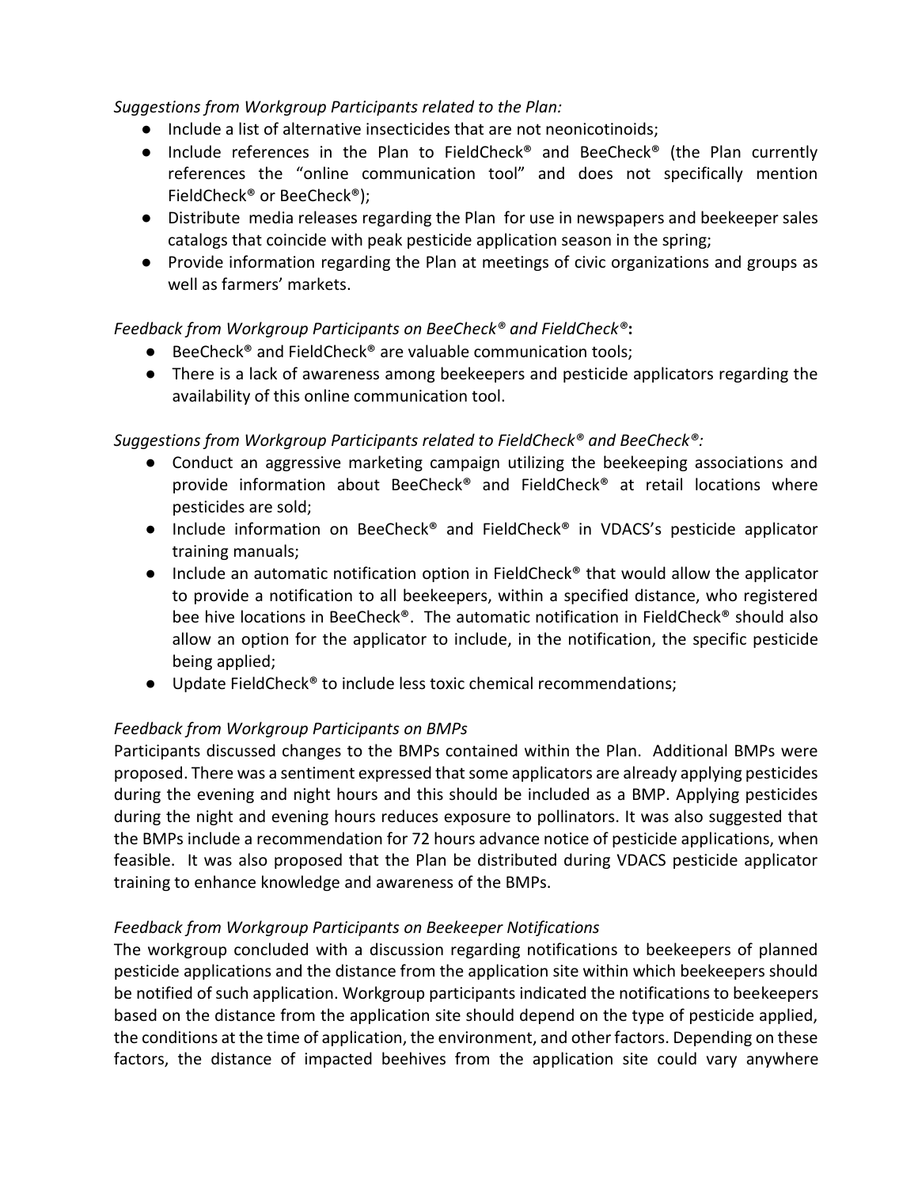*Suggestions from Workgroup Participants related to the Plan:*

- Include a list of alternative insecticides that are not neonicotinoids;
- Include references in the Plan to FieldCheck® and BeeCheck® (the Plan currently references the "online communication tool" and does not specifically mention FieldCheck® or BeeCheck®);
- Distribute media releases regarding the Plan for use in newspapers and beekeeper sales catalogs that coincide with peak pesticide application season in the spring;
- Provide information regarding the Plan at meetings of civic organizations and groups as well as farmers' markets.

*Feedback from Workgroup Participants on BeeCheck® and FieldCheck®***:**

- BeeCheck® and FieldCheck® are valuable communication tools;
- There is a lack of awareness among beekeepers and pesticide applicators regarding the availability of this online communication tool.

*Suggestions from Workgroup Participants related to FieldCheck® and BeeCheck®:*

- Conduct an aggressive marketing campaign utilizing the beekeeping associations and provide information about BeeCheck® and FieldCheck® at retail locations where pesticides are sold;
- Include information on BeeCheck® and FieldCheck® in VDACS's pesticide applicator training manuals;
- Include an automatic notification option in FieldCheck® that would allow the applicator to provide a notification to all beekeepers, within a specified distance, who registered bee hive locations in BeeCheck®. The automatic notification in FieldCheck® should also allow an option for the applicator to include, in the notification, the specific pesticide being applied;
- Update FieldCheck® to include less toxic chemical recommendations;

*Feedback from Workgroup Participants on BMPs*

Participants discussed changes to the BMPs contained within the Plan. Additional BMPs were proposed. There was a sentiment expressed that some applicators are already applying pesticides during the evening and night hours and this should be included as a BMP. Applying pesticides during the night and evening hours reduces exposure to pollinators. It was also suggested that the BMPs include a recommendation for 72 hours advance notice of pesticide applications, when feasible. It was also proposed that the Plan be distributed during VDACS pesticide applicator training to enhance knowledge and awareness of the BMPs.

*Feedback from Workgroup Participants on Beekeeper Notifications*

The workgroup concluded with a discussion regarding notifications to beekeepers of planned pesticide applications and the distance from the application site within which beekeepers should be notified of such application. Workgroup participants indicated the notifications to beekeepers based on the distance from the application site should depend on the type of pesticide applied, the conditions at the time of application, the environment, and other factors. Depending on these factors, the distance of impacted beehives from the application site could vary anywhere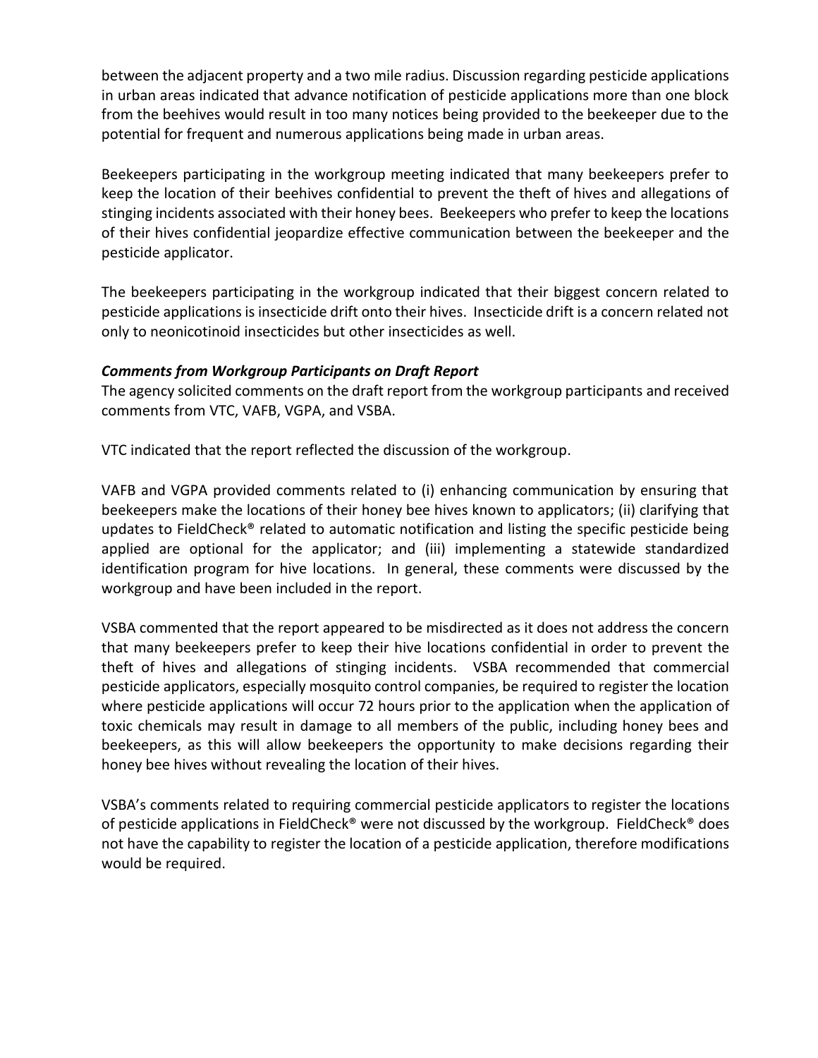between the adjacent property and a two mile radius. Discussion regarding pesticide applications in urban areas indicated that advance notification of pesticide applications more than one block from the beehives would result in too many notices being provided to the beekeeper due to the potential for frequent and numerous applications being made in urban areas.

Beekeepers participating in the workgroup meeting indicated that many beekeepers prefer to keep the location of their beehives confidential to prevent the theft of hives and allegations of stinging incidents associated with their honey bees. Beekeepers who prefer to keep the locations of their hives confidential jeopardize effective communication between the beekeeper and the pesticide applicator.

The beekeepers participating in the workgroup indicated that their biggest concern related to pesticide applications is insecticide drift onto their hives. Insecticide drift is a concern related not only to neonicotinoid insecticides but other insecticides as well.

***Comments from Workgroup Participants on Draft Report***

The agency solicited comments on the draft report from the workgroup participants and received comments from VTC, VAFB, VGPA, and VSBA.

VTC indicated that the report reflected the discussion of the workgroup.

VAFB and VGPA provided comments related to (i) enhancing communication by ensuring that beekeepers make the locations of their honey bee hives known to applicators; (ii) clarifying that updates to FieldCheck® related to automatic notification and listing the specific pesticide being applied are optional for the applicator; and (iii) implementing a statewide standardized identification program for hive locations. In general, these comments were discussed by the workgroup and have been included in the report.

VSBA commented that the report appeared to be misdirected as it does not address the concern that many beekeepers prefer to keep their hive locations confidential in order to prevent the theft of hives and allegations of stinging incidents. VSBA recommended that commercial pesticide applicators, especially mosquito control companies, be required to register the location where pesticide applications will occur 72 hours prior to the application when the application of toxic chemicals may result in damage to all members of the public, including honey bees and beekeepers, as this will allow beekeepers the opportunity to make decisions regarding their honey bee hives without revealing the location of their hives.

VSBA's comments related to requiring commercial pesticide applicators to register the locations of pesticide applications in FieldCheck® were not discussed by the workgroup. FieldCheck® does not have the capability to register the location of a pesticide application, therefore modifications would be required.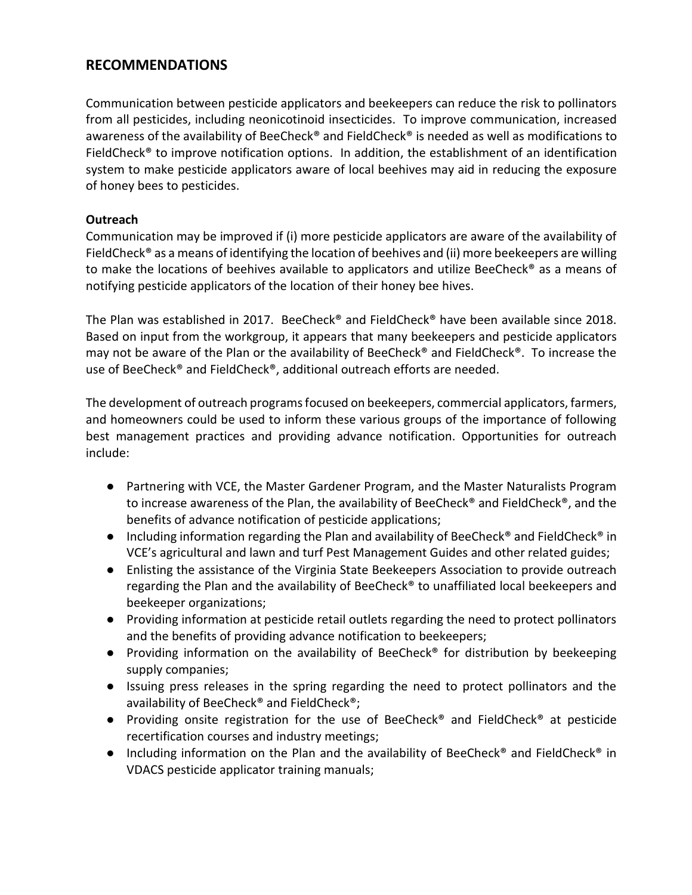## RECOMMENDATIONS

Communication between pesticide applicators and beekeepers can reduce the risk to pollinators from all pesticides, including neonicotinoid insecticides. To improve communication, increased awareness of the availability of BeeCheck® and FieldCheck® is needed as well as modifications to FieldCheck® to improve notification options. In addition, the establishment of an identification system to make pesticide applicators aware of local beehives may aid in reducing the exposure of honey bees to pesticides.

**Outreach**

Communication may be improved if (i) more pesticide applicators are aware of the availability of FieldCheck® as a means of identifying the location of beehives and (ii) more beekeepers are willing to make the locations of beehives available to applicators and utilize BeeCheck® as a means of notifying pesticide applicators of the location of their honey bee hives.

The Plan was established in 2017. BeeCheck® and FieldCheck® have been available since 2018. Based on input from the workgroup, it appears that many beekeepers and pesticide applicators may not be aware of the Plan or the availability of BeeCheck® and FieldCheck®. To increase the use of BeeCheck® and FieldCheck®, additional outreach efforts are needed.

The development of outreach programs focused on beekeepers, commercial applicators, farmers, and homeowners could be used to inform these various groups of the importance of following best management practices and providing advance notification. Opportunities for outreach include:

- Partnering with VCE, the Master Gardener Program, and the Master Naturalists Program to increase awareness of the Plan, the availability of BeeCheck® and FieldCheck®, and the benefits of advance notification of pesticide applications;
- Including information regarding the Plan and availability of BeeCheck® and FieldCheck® in VCE's agricultural and lawn and turf Pest Management Guides and other related guides;
- Enlisting the assistance of the Virginia State Beekeepers Association to provide outreach regarding the Plan and the availability of BeeCheck® to unaffiliated local beekeepers and beekeeper organizations;
- Providing information at pesticide retail outlets regarding the need to protect pollinators and the benefits of providing advance notification to beekeepers;
- Providing information on the availability of BeeCheck® for distribution by beekeeping supply companies;
- Issuing press releases in the spring regarding the need to protect pollinators and the availability of BeeCheck® and FieldCheck®;
- Providing onsite registration for the use of BeeCheck® and FieldCheck® at pesticide recertification courses and industry meetings;
- Including information on the Plan and the availability of BeeCheck® and FieldCheck® in VDACS pesticide applicator training manuals;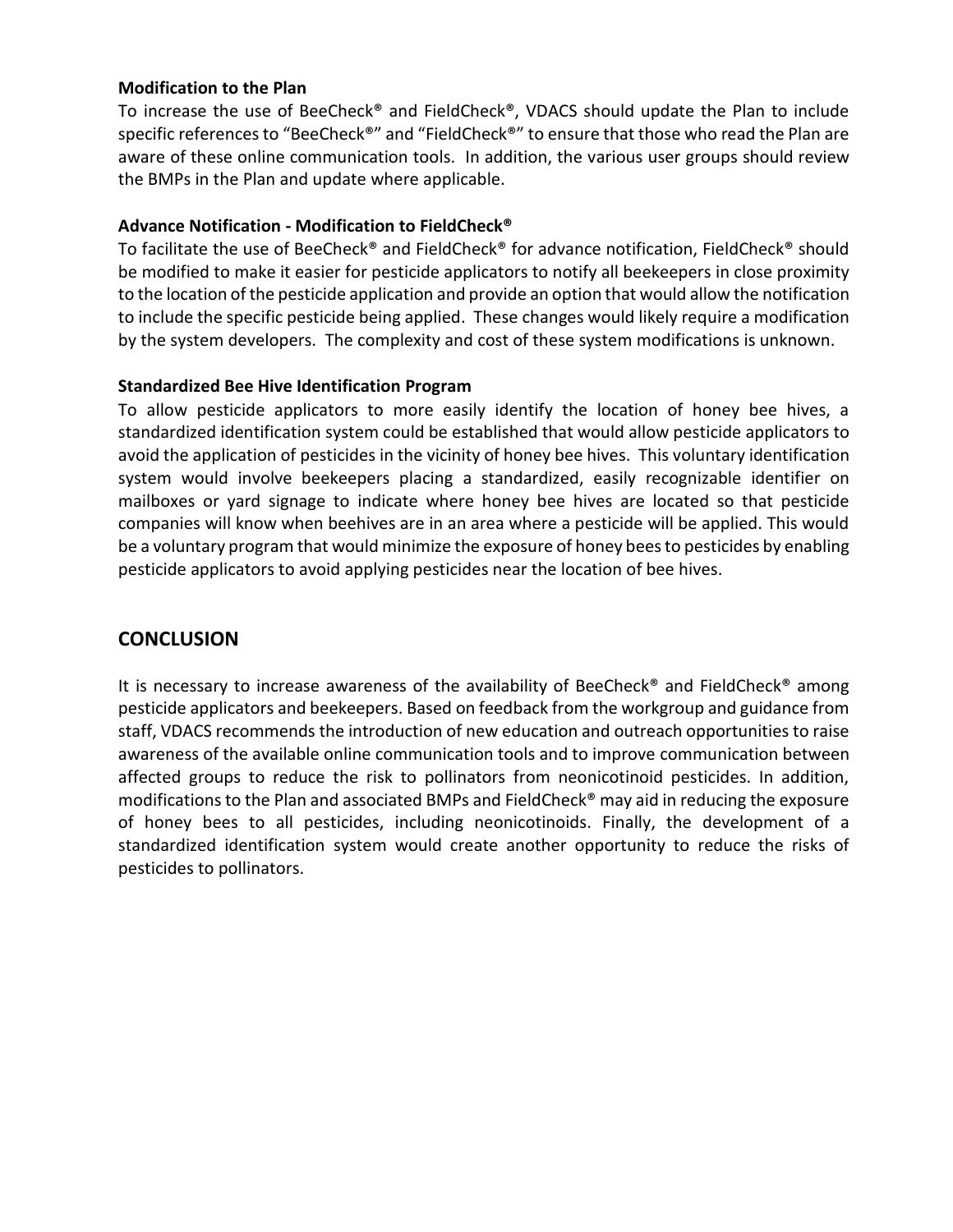**Modification to the Plan**

To increase the use of BeeCheck® and FieldCheck®, VDACS should update the Plan to include specific references to "BeeCheck®" and "FieldCheck®" to ensure that those who read the Plan are aware of these online communication tools. In addition, the various user groups should review the BMPs in the Plan and update where applicable.

**Advance Notification - Modification to FieldCheck®**

To facilitate the use of BeeCheck® and FieldCheck® for advance notification, FieldCheck® should be modified to make it easier for pesticide applicators to notify all beekeepers in close proximity to the location of the pesticide application and provide an option that would allow the notification to include the specific pesticide being applied. These changes would likely require a modification by the system developers. The complexity and cost of these system modifications is unknown.

**Standardized Bee Hive Identification Program**

To allow pesticide applicators to more easily identify the location of honey bee hives, a standardized identification system could be established that would allow pesticide applicators to avoid the application of pesticides in the vicinity of honey bee hives. This voluntary identification system would involve beekeepers placing a standardized, easily recognizable identifier on mailboxes or yard signage to indicate where honey bee hives are located so that pesticide companies will know when beehives are in an area where a pesticide will be applied. This would be a voluntary program that would minimize the exposure of honey bees to pesticides by enabling pesticide applicators to avoid applying pesticides near the location of bee hives.

## CONCLUSION

It is necessary to increase awareness of the availability of BeeCheck® and FieldCheck® among pesticide applicators and beekeepers. Based on feedback from the workgroup and guidance from staff, VDACS recommends the introduction of new education and outreach opportunities to raise awareness of the available online communication tools and to improve communication between affected groups to reduce the risk to pollinators from neonicotinoid pesticides. In addition, modifications to the Plan and associated BMPs and FieldCheck® may aid in reducing the exposure of honey bees to all pesticides, including neonicotinoids. Finally, the development of a standardized identification system would create another opportunity to reduce the risks of pesticides to pollinators.